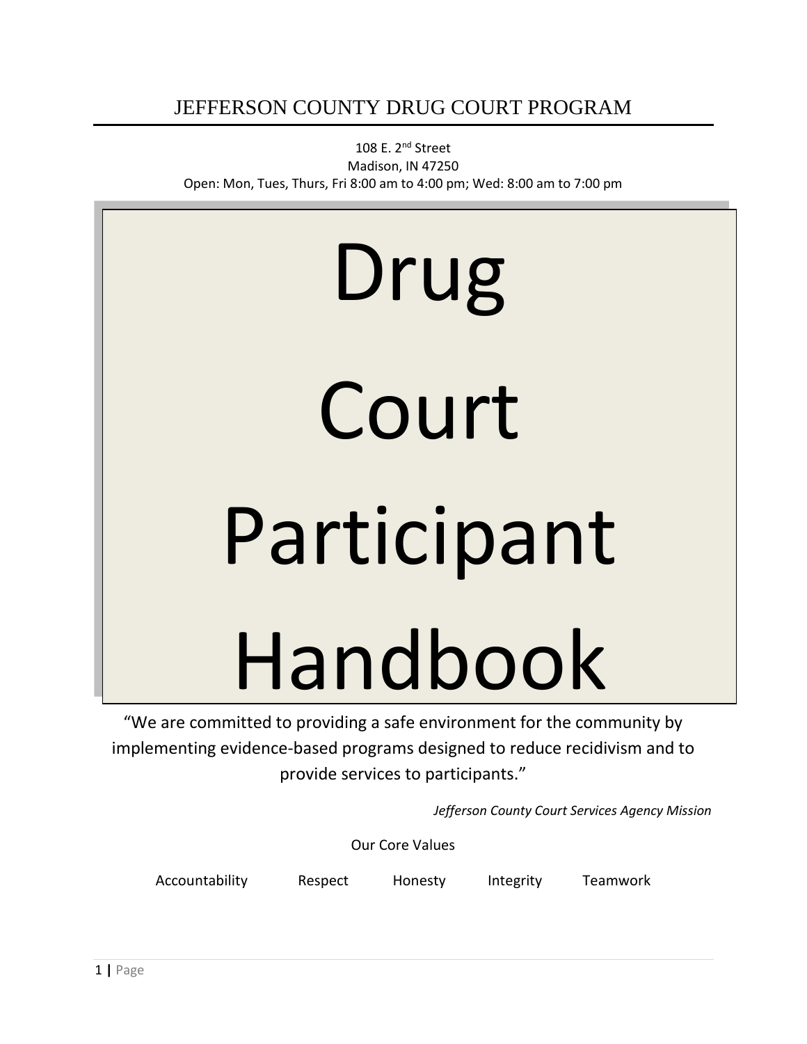# JEFFERSON COUNTY DRUG COURT PROGRAM

108 E. 2nd Street
Madison, IN 47250
Open: Mon, Tues, Thurs, Fri 8:00 am to 4:00 pm; Wed: 8:00 am to 7:00 pm

# Drug Court Participant Handbook

"We are committed to providing a safe environment for the community by implementing evidence-based programs designed to reduce recidivism and to provide services to participants."

*Jefferson County Court Services Agency Mission*

Our Core Values

Accountability Respect Honesty Integrity Teamwork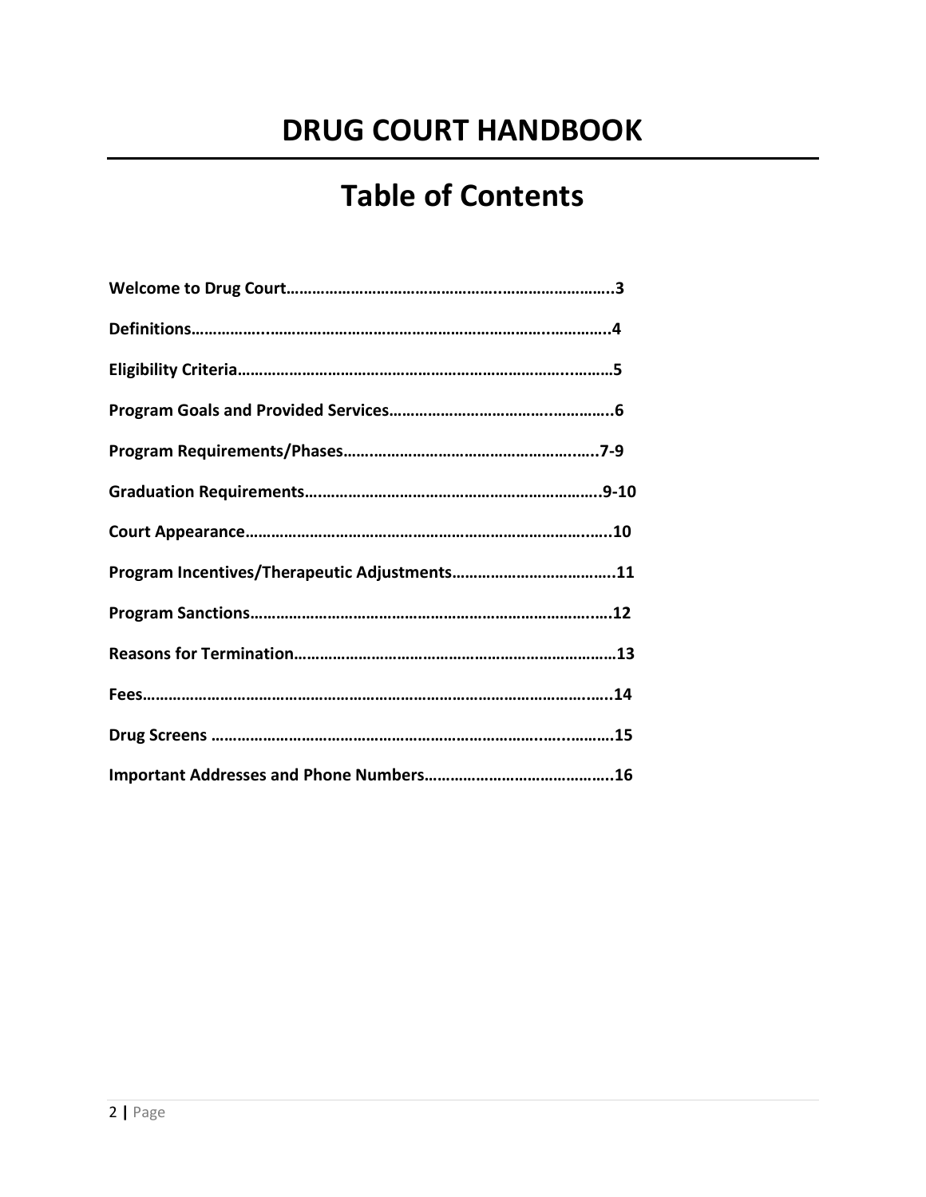# DRUG COURT HANDBOOK

## Table of Contents

**Welcome to Drug Court……………………………………………..……………………..3**

**Definitions……………..……………………………………………………….……………..4**

**Eligibility Criteria…………………………………………………………………..………5**

**Program Goals and Provided Services…………………………………..…………..6**

**Program Requirements/Phases………………………………………………..…..7-9**

**Graduation Requirements…………………………………………………………..9-10**

**Court Appearance…………………………………………………………………….…..10**

**Program Incentives/Therapeutic Adjustments………………………………..11**

**Program Sanctions………………………………………………………………….….12**

**Reasons for Termination…………………………………………………………………13**

**Fees……………………………………………………………………………………….…..14**

**Drug Screens ……………………………………………………………………..…..……..15**

**Important Addresses and Phone Numbers……………………………………..16**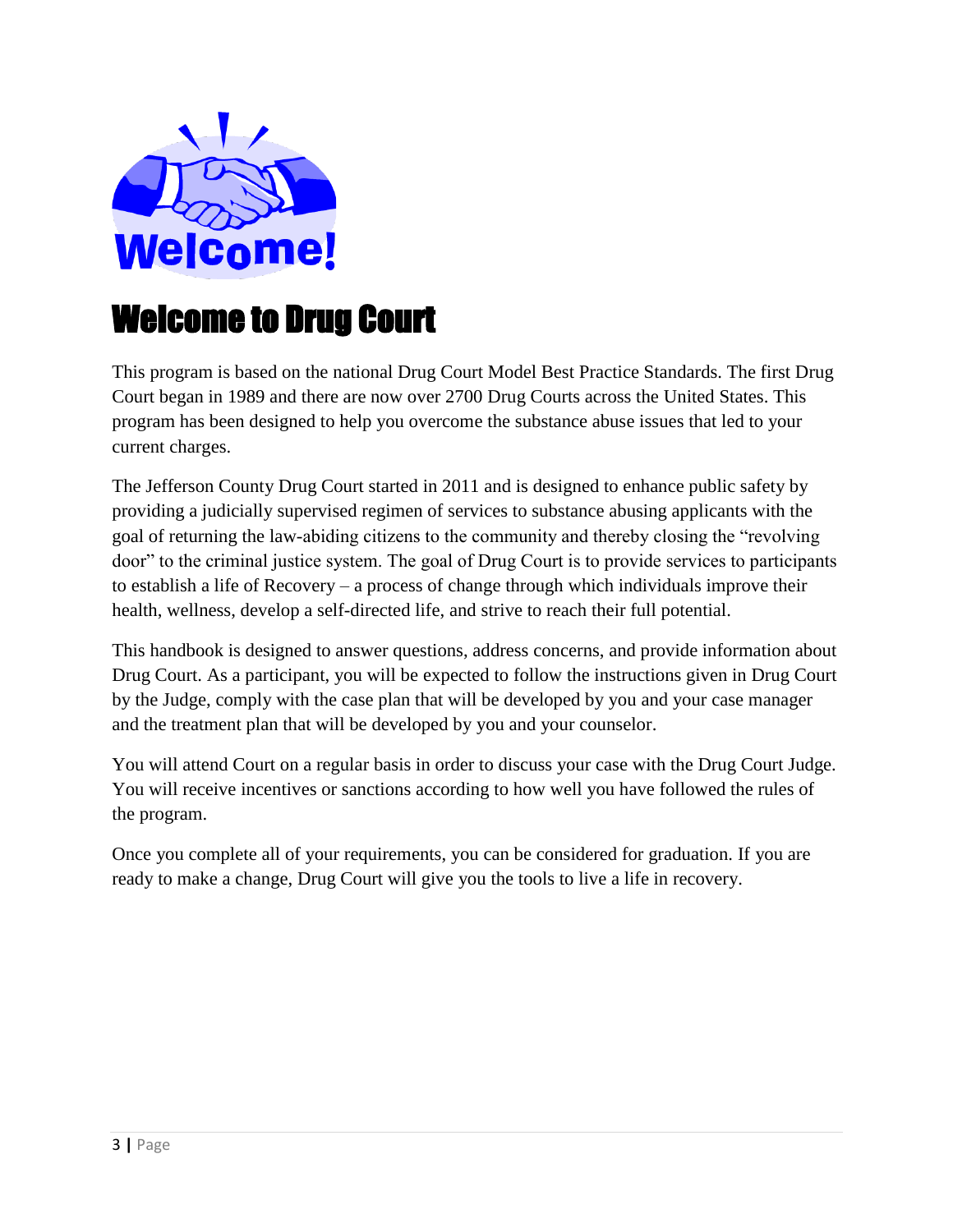# Welcome to Drug Court

This program is based on the national Drug Court Model Best Practice Standards. The first Drug Court began in 1989 and there are now over 2700 Drug Courts across the United States. This program has been designed to help you overcome the substance abuse issues that led to your current charges.

The Jefferson County Drug Court started in 2011 and is designed to enhance public safety by providing a judicially supervised regimen of services to substance abusing applicants with the goal of returning the law-abiding citizens to the community and thereby closing the "revolving door" to the criminal justice system. The goal of Drug Court is to provide services to participants to establish a life of Recovery – a process of change through which individuals improve their health, wellness, develop a self-directed life, and strive to reach their full potential.

This handbook is designed to answer questions, address concerns, and provide information about Drug Court. As a participant, you will be expected to follow the instructions given in Drug Court by the Judge, comply with the case plan that will be developed by you and your case manager and the treatment plan that will be developed by you and your counselor.

You will attend Court on a regular basis in order to discuss your case with the Drug Court Judge. You will receive incentives or sanctions according to how well you have followed the rules of the program.

Once you complete all of your requirements, you can be considered for graduation. If you are ready to make a change, Drug Court will give you the tools to live a life in recovery.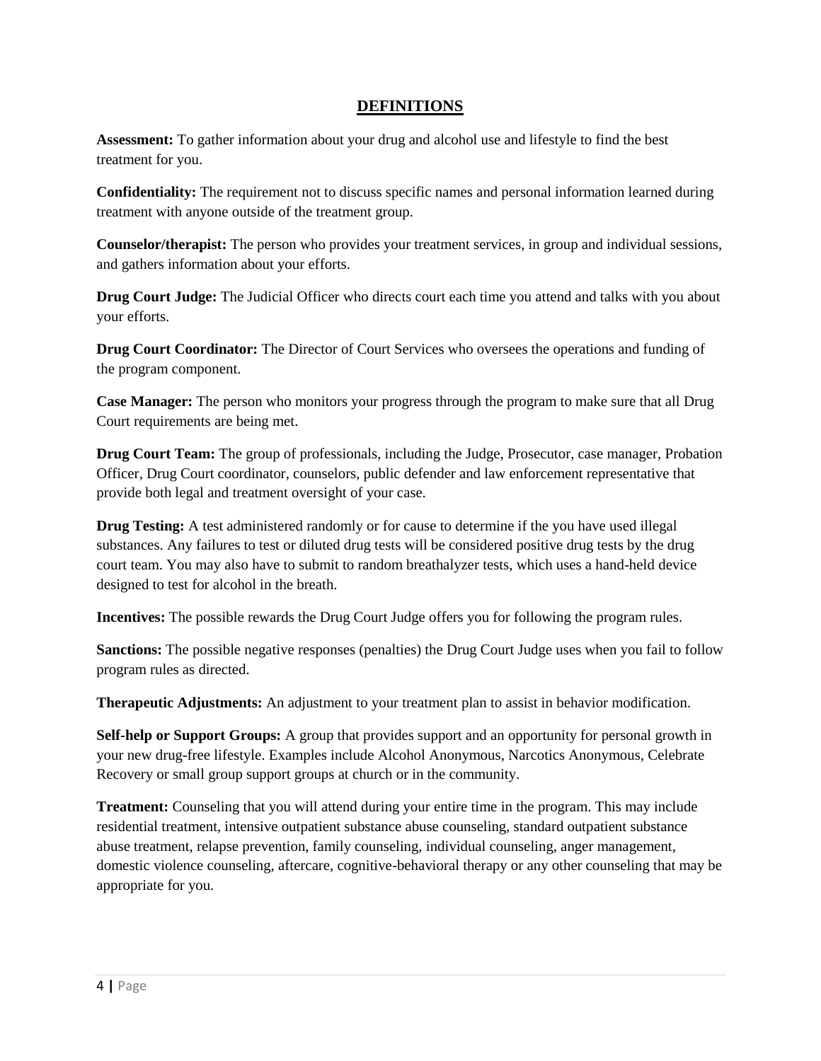## DEFINITIONS

**Assessment:** To gather information about your drug and alcohol use and lifestyle to find the best treatment for you.

**Confidentiality:** The requirement not to discuss specific names and personal information learned during treatment with anyone outside of the treatment group.

**Counselor/therapist:** The person who provides your treatment services, in group and individual sessions, and gathers information about your efforts.

**Drug Court Judge:** The Judicial Officer who directs court each time you attend and talks with you about your efforts.

**Drug Court Coordinator:** The Director of Court Services who oversees the operations and funding of the program component.

**Case Manager:** The person who monitors your progress through the program to make sure that all Drug Court requirements are being met.

**Drug Court Team:** The group of professionals, including the Judge, Prosecutor, case manager, Probation Officer, Drug Court coordinator, counselors, public defender and law enforcement representative that provide both legal and treatment oversight of your case.

**Drug Testing:** A test administered randomly or for cause to determine if the you have used illegal substances. Any failures to test or diluted drug tests will be considered positive drug tests by the drug court team. You may also have to submit to random breathalyzer tests, which uses a hand-held device designed to test for alcohol in the breath.

**Incentives:** The possible rewards the Drug Court Judge offers you for following the program rules.

**Sanctions:** The possible negative responses (penalties) the Drug Court Judge uses when you fail to follow program rules as directed.

**Therapeutic Adjustments:** An adjustment to your treatment plan to assist in behavior modification.

**Self-help or Support Groups:** A group that provides support and an opportunity for personal growth in your new drug-free lifestyle. Examples include Alcohol Anonymous, Narcotics Anonymous, Celebrate Recovery or small group support groups at church or in the community.

**Treatment:** Counseling that you will attend during your entire time in the program. This may include residential treatment, intensive outpatient substance abuse counseling, standard outpatient substance abuse treatment, relapse prevention, family counseling, individual counseling, anger management, domestic violence counseling, aftercare, cognitive-behavioral therapy or any other counseling that may be appropriate for you.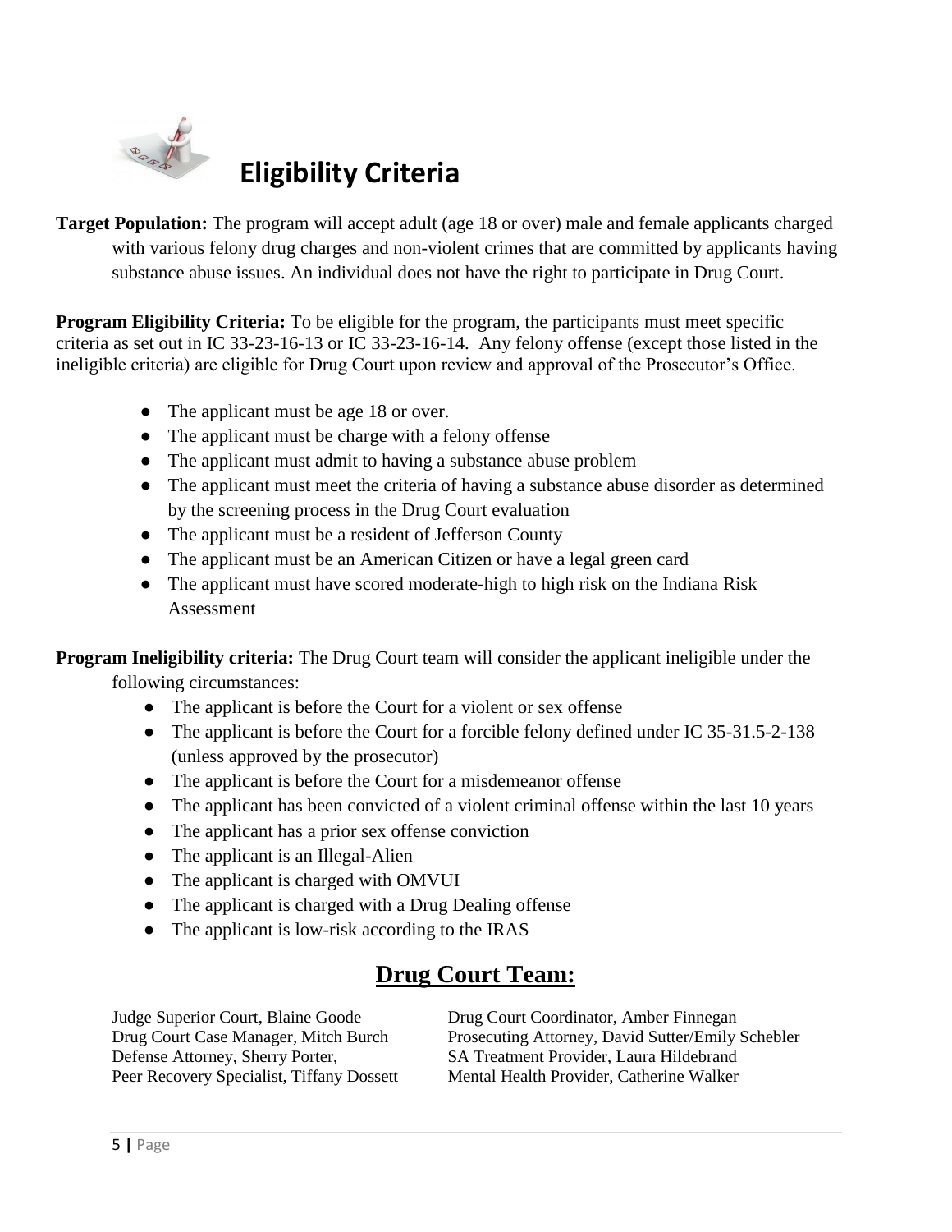# Eligibility Criteria

**Target Population:** The program will accept adult (age 18 or over) male and female applicants charged with various felony drug charges and non-violent crimes that are committed by applicants having substance abuse issues. An individual does not have the right to participate in Drug Court.

**Program Eligibility Criteria:** To be eligible for the program, the participants must meet specific criteria as set out in IC 33-23-16-13 or IC 33-23-16-14. Any felony offense (except those listed in the ineligible criteria) are eligible for Drug Court upon review and approval of the Prosecutor's Office.

- The applicant must be age 18 or over.
- The applicant must be charge with a felony offense
- The applicant must admit to having a substance abuse problem
- The applicant must meet the criteria of having a substance abuse disorder as determined by the screening process in the Drug Court evaluation
- The applicant must be a resident of Jefferson County
- The applicant must be an American Citizen or have a legal green card
- The applicant must have scored moderate-high to high risk on the Indiana Risk Assessment

**Program Ineligibility criteria:** The Drug Court team will consider the applicant ineligible under the following circumstances:

- The applicant is before the Court for a violent or sex offense
- The applicant is before the Court for a forcible felony defined under IC 35-31.5-2-138 (unless approved by the prosecutor)
- The applicant is before the Court for a misdemeanor offense
- The applicant has been convicted of a violent criminal offense within the last 10 years
- The applicant has a prior sex offense conviction
- The applicant is an Illegal-Alien
- The applicant is charged with OMVUI
- The applicant is charged with a Drug Dealing offense
- The applicant is low-risk according to the IRAS

## Drug Court Team:

Judge Superior Court, Blaine Goode
Drug Court Case Manager, Mitch Burch
Defense Attorney, Sherry Porter,
Peer Recovery Specialist, Tiffany Dossett
Drug Court Coordinator, Amber Finnegan
Prosecuting Attorney, David Sutter/Emily Schebler
SA Treatment Provider, Laura Hildebrand
Mental Health Provider, Catherine Walker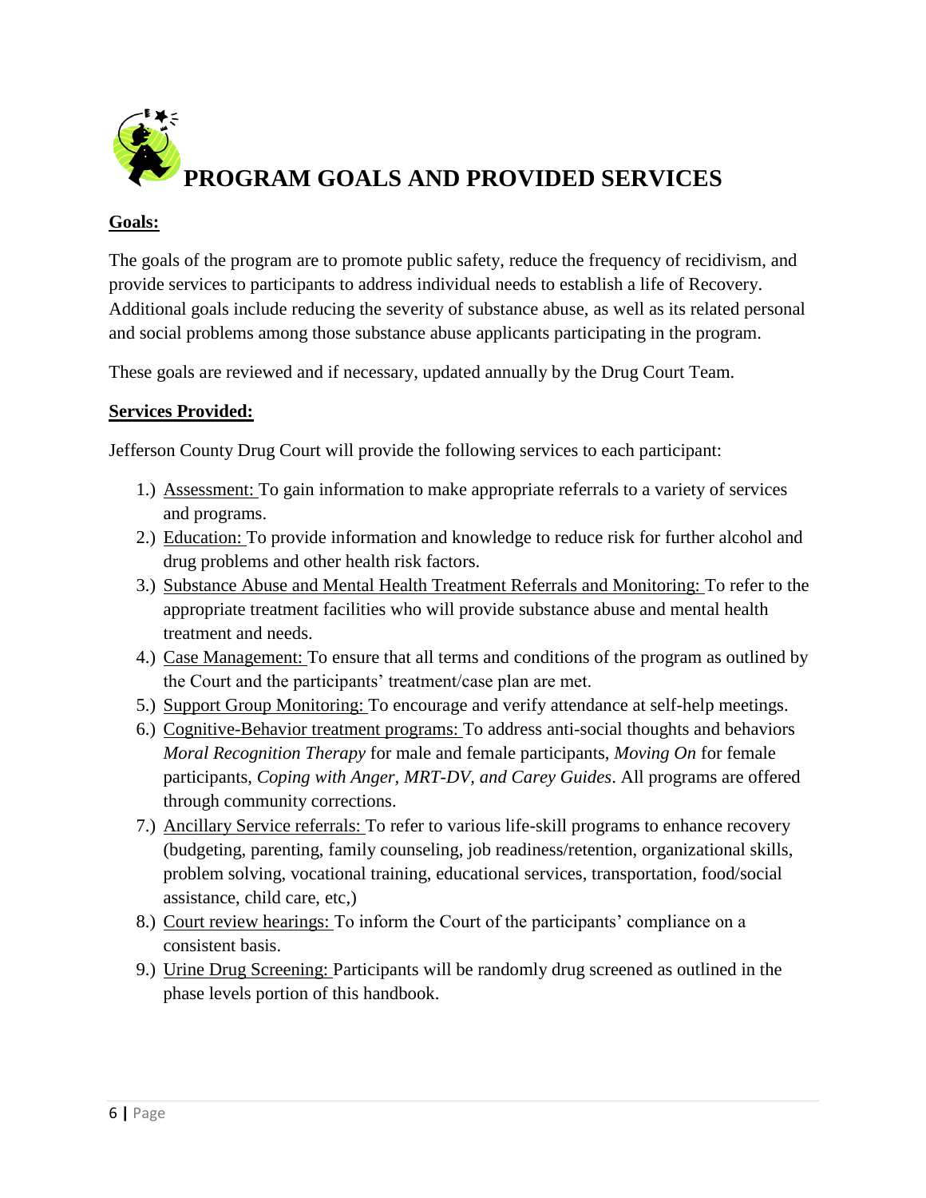# PROGRAM GOALS AND PROVIDED SERVICES

**Goals:**

The goals of the program are to promote public safety, reduce the frequency of recidivism, and provide services to participants to address individual needs to establish a life of Recovery. Additional goals include reducing the severity of substance abuse, as well as its related personal and social problems among those substance abuse applicants participating in the program.

These goals are reviewed and if necessary, updated annually by the Drug Court Team.

**Services Provided:**

Jefferson County Drug Court will provide the following services to each participant:

1.) Assessment: To gain information to make appropriate referrals to a variety of services and programs.
2.) Education: To provide information and knowledge to reduce risk for further alcohol and drug problems and other health risk factors.
3.) Substance Abuse and Mental Health Treatment Referrals and Monitoring: To refer to the appropriate treatment facilities who will provide substance abuse and mental health treatment and needs.
4.) Case Management: To ensure that all terms and conditions of the program as outlined by the Court and the participants' treatment/case plan are met.
5.) Support Group Monitoring: To encourage and verify attendance at self-help meetings.
6.) Cognitive-Behavior treatment programs: To address anti-social thoughts and behaviors *Moral Recognition Therapy* for male and female participants, *Moving On* for female participants, *Coping with Anger, MRT-DV, and Carey Guides*. All programs are offered through community corrections.
7.) Ancillary Service referrals: To refer to various life-skill programs to enhance recovery (budgeting, parenting, family counseling, job readiness/retention, organizational skills, problem solving, vocational training, educational services, transportation, food/social assistance, child care, etc,)
8.) Court review hearings: To inform the Court of the participants' compliance on a consistent basis.
9.) Urine Drug Screening: Participants will be randomly drug screened as outlined in the phase levels portion of this handbook.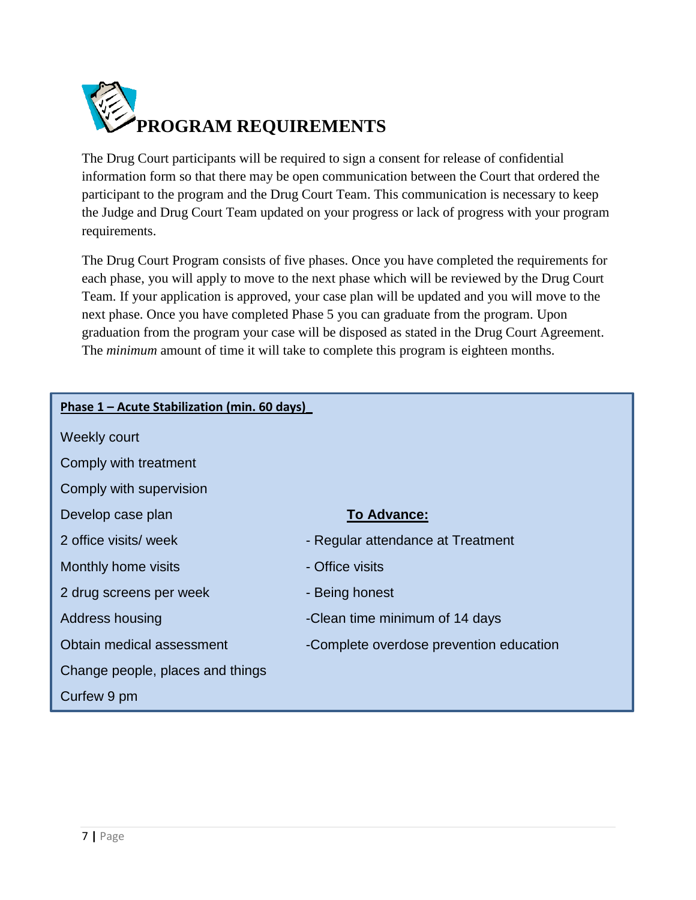# PROGRAM REQUIREMENTS

The Drug Court participants will be required to sign a consent for release of confidential information form so that there may be open communication between the Court that ordered the participant to the program and the Drug Court Team. This communication is necessary to keep the Judge and Drug Court Team updated on your progress or lack of progress with your program requirements.

The Drug Court Program consists of five phases. Once you have completed the requirements for each phase, you will apply to move to the next phase which will be reviewed by the Drug Court Team. If your application is approved, your case plan will be updated and you will move to the next phase. Once you have completed Phase 5 you can graduate from the program. Upon graduation from the program your case will be disposed as stated in the Drug Court Agreement. The *minimum* amount of time it will take to complete this program is eighteen months.

**Phase 1 – Acute Stabilization (min. 60 days)**

Weekly court

Comply with treatment

Comply with supervision

Develop case plan

2 office visits/ week

Monthly home visits

2 drug screens per week

Address housing

Obtain medical assessment

Change people, places and things

Curfew 9 pm

**To Advance:**

- Regular attendance at Treatment
- Office visits
- Being honest
- Clean time minimum of 14 days
- Complete overdose prevention education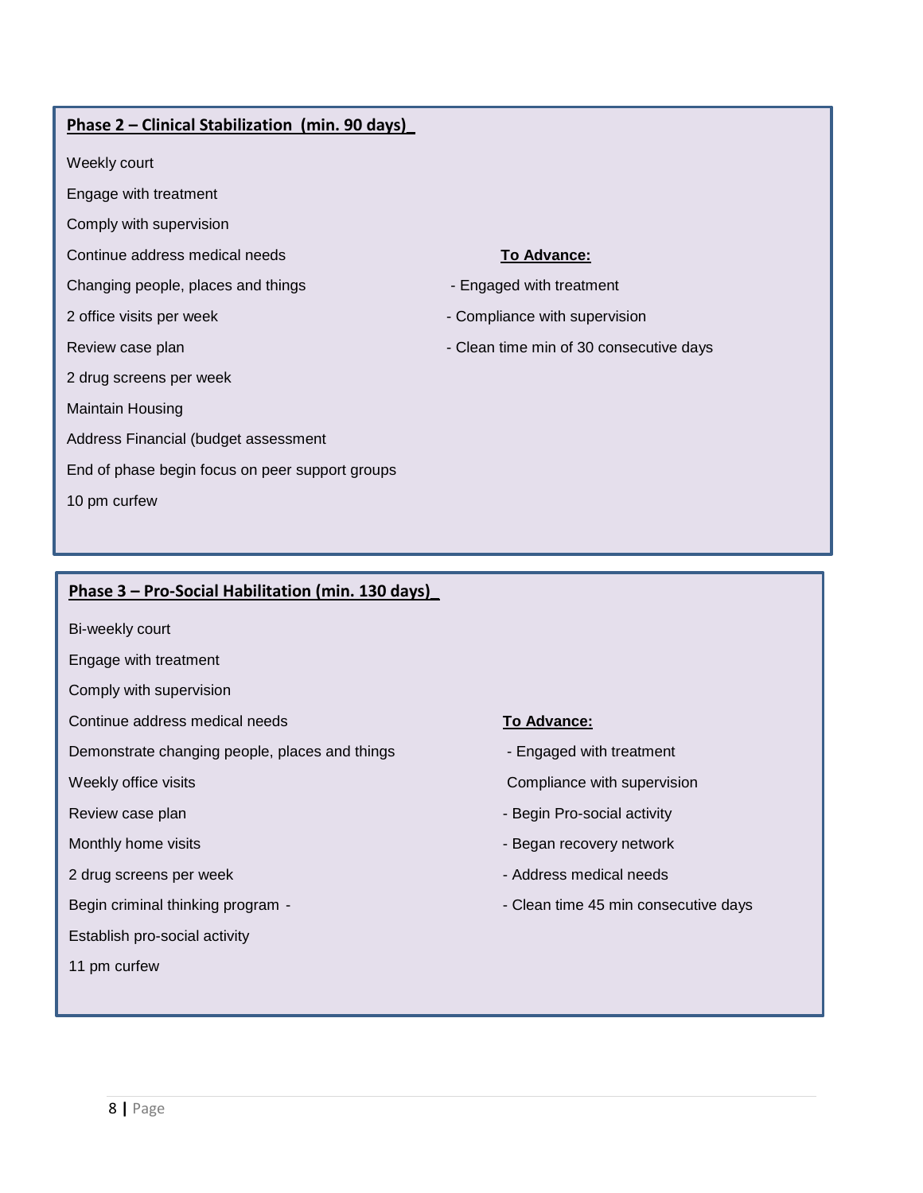## Phase 2 – Clinical Stabilization (min. 90 days)

Weekly court

Engage with treatment

Comply with supervision

Continue address medical needs

Changing people, places and things

2 office visits per week

Review case plan

2 drug screens per week

Maintain Housing

Address Financial (budget assessment

End of phase begin focus on peer support groups

10 pm curfew

**To Advance:**

- Engaged with treatment
- Compliance with supervision
- Clean time min of 30 consecutive days

## Phase 3 – Pro-Social Habilitation (min. 130 days)

Bi-weekly court

Engage with treatment

Comply with supervision

Continue address medical needs

Demonstrate changing people, places and things

Weekly office visits

Review case plan

Monthly home visits

2 drug screens per week

Begin criminal thinking program -

Establish pro-social activity

11 pm curfew

**To Advance:**

- Engaged with treatment

Compliance with supervision

- Begin Pro-social activity
- Began recovery network
- Address medical needs
- Clean time 45 min consecutive days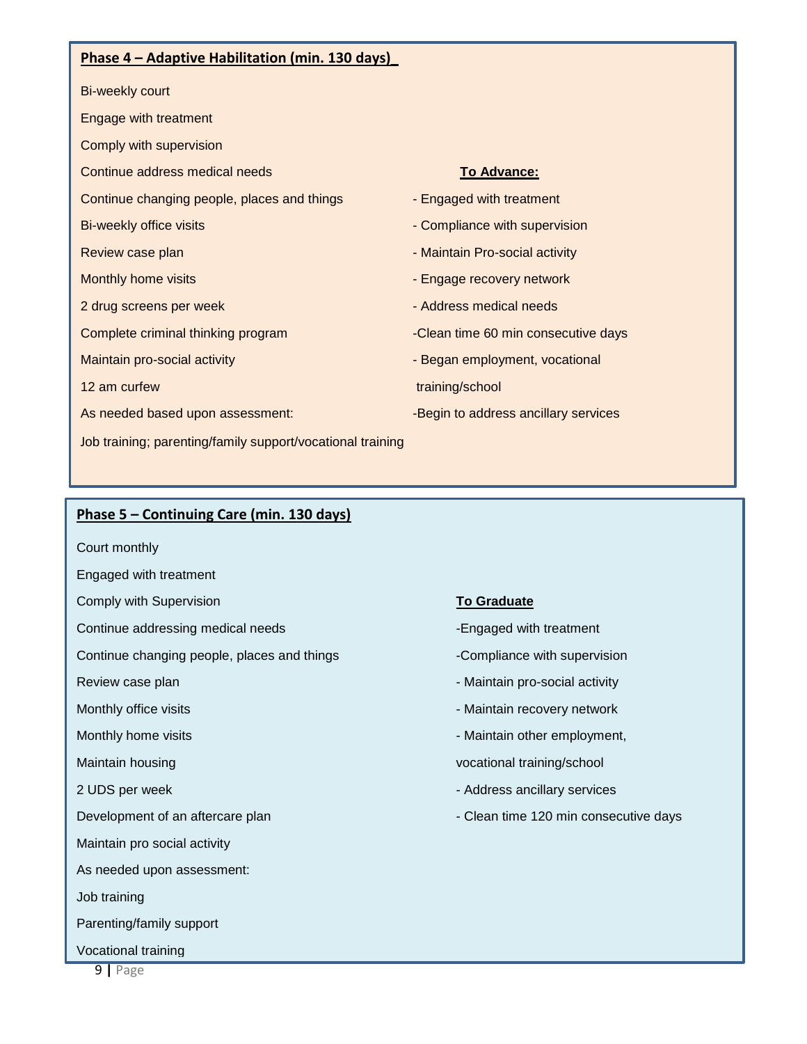## Phase 4 – Adaptive Habilitation (min. 130 days)

Bi-weekly court

Engage with treatment

Comply with supervision

Continue address medical needs

Continue changing people, places and things

Bi-weekly office visits

Review case plan

Monthly home visits

2 drug screens per week

Complete criminal thinking program

Maintain pro-social activity

12 am curfew

As needed based upon assessment:

Job training; parenting/family support/vocational training

**To Advance:**

- Engaged with treatment
- Compliance with supervision
- Maintain Pro-social activity
- Engage recovery network
- Address medical needs
- Clean time 60 min consecutive days
- Began employment, vocational training/school
- Begin to address ancillary services

## Phase 5 – Continuing Care (min. 130 days)

Court monthly

Engaged with treatment

Comply with Supervision

Continue addressing medical needs

Continue changing people, places and things

Review case plan

Monthly office visits

Monthly home visits

Maintain housing

2 UDS per week

Development of an aftercare plan

Maintain pro social activity

As needed upon assessment:

Job training

Parenting/family support

Vocational training

**To Graduate**

- Engaged with treatment
- Compliance with supervision
- Maintain pro-social activity
- Maintain recovery network
- Maintain other employment, vocational training/school
- Address ancillary services
- Clean time 120 min consecutive days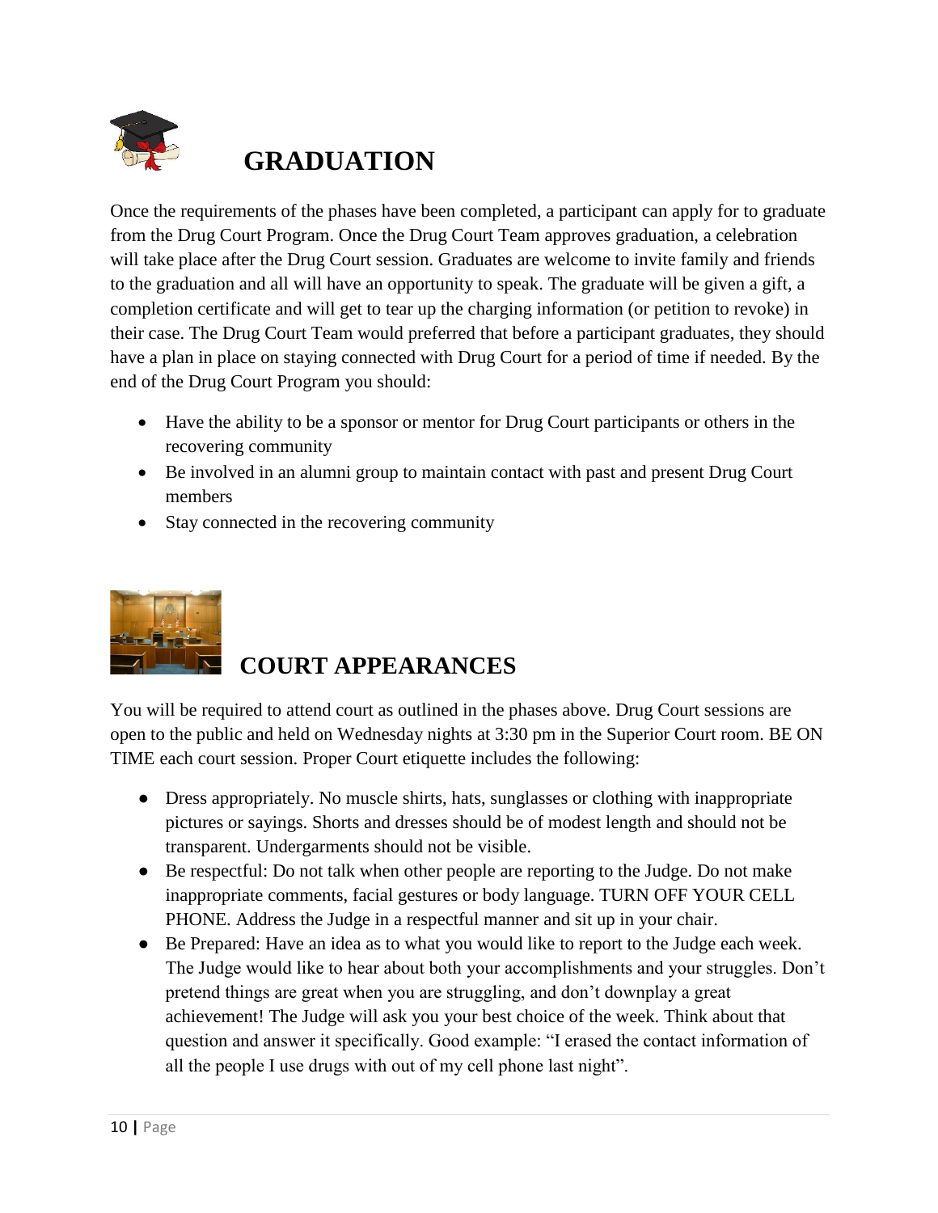# GRADUATION

Once the requirements of the phases have been completed, a participant can apply for to graduate from the Drug Court Program. Once the Drug Court Team approves graduation, a celebration will take place after the Drug Court session. Graduates are welcome to invite family and friends to the graduation and all will have an opportunity to speak. The graduate will be given a gift, a completion certificate and will get to tear up the charging information (or petition to revoke) in their case. The Drug Court Team would preferred that before a participant graduates, they should have a plan in place on staying connected with Drug Court for a period of time if needed. By the end of the Drug Court Program you should:

- Have the ability to be a sponsor or mentor for Drug Court participants or others in the recovering community
- Be involved in an alumni group to maintain contact with past and present Drug Court members
- Stay connected in the recovering community

# COURT APPEARANCES

You will be required to attend court as outlined in the phases above. Drug Court sessions are open to the public and held on Wednesday nights at 3:30 pm in the Superior Court room. BE ON TIME each court session. Proper Court etiquette includes the following:

- Dress appropriately. No muscle shirts, hats, sunglasses or clothing with inappropriate pictures or sayings. Shorts and dresses should be of modest length and should not be transparent. Undergarments should not be visible.
- Be respectful: Do not talk when other people are reporting to the Judge. Do not make inappropriate comments, facial gestures or body language. TURN OFF YOUR CELL PHONE. Address the Judge in a respectful manner and sit up in your chair.
- Be Prepared: Have an idea as to what you would like to report to the Judge each week. The Judge would like to hear about both your accomplishments and your struggles. Don't pretend things are great when you are struggling, and don't downplay a great achievement! The Judge will ask you your best choice of the week. Think about that question and answer it specifically. Good example: "I erased the contact information of all the people I use drugs with out of my cell phone last night".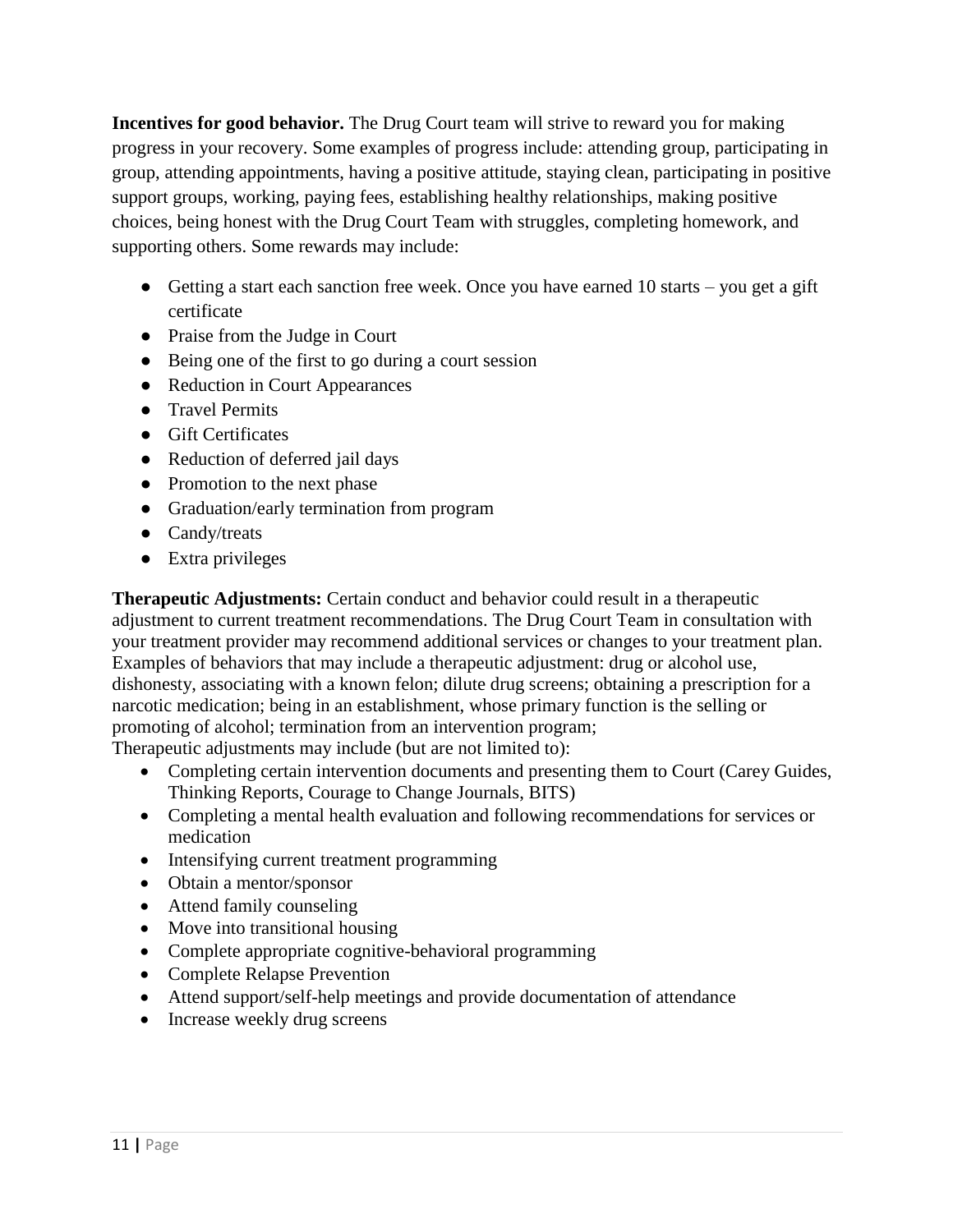**Incentives for good behavior.** The Drug Court team will strive to reward you for making progress in your recovery. Some examples of progress include: attending group, participating in group, attending appointments, having a positive attitude, staying clean, participating in positive support groups, working, paying fees, establishing healthy relationships, making positive choices, being honest with the Drug Court Team with struggles, completing homework, and supporting others. Some rewards may include:

- Getting a start each sanction free week. Once you have earned 10 starts – you get a gift certificate
- Praise from the Judge in Court
- Being one of the first to go during a court session
- Reduction in Court Appearances
- Travel Permits
- Gift Certificates
- Reduction of deferred jail days
- Promotion to the next phase
- Graduation/early termination from program
- Candy/treats
- Extra privileges

**Therapeutic Adjustments:** Certain conduct and behavior could result in a therapeutic adjustment to current treatment recommendations. The Drug Court Team in consultation with your treatment provider may recommend additional services or changes to your treatment plan. Examples of behaviors that may include a therapeutic adjustment: drug or alcohol use, dishonesty, associating with a known felon; dilute drug screens; obtaining a prescription for a narcotic medication; being in an establishment, whose primary function is the selling or promoting of alcohol; termination from an intervention program;
Therapeutic adjustments may include (but are not limited to):

- Completing certain intervention documents and presenting them to Court (Carey Guides, Thinking Reports, Courage to Change Journals, BITS)
- Completing a mental health evaluation and following recommendations for services or medication
- Intensifying current treatment programming
- Obtain a mentor/sponsor
- Attend family counseling
- Move into transitional housing
- Complete appropriate cognitive-behavioral programming
- Complete Relapse Prevention
- Attend support/self-help meetings and provide documentation of attendance
- Increase weekly drug screens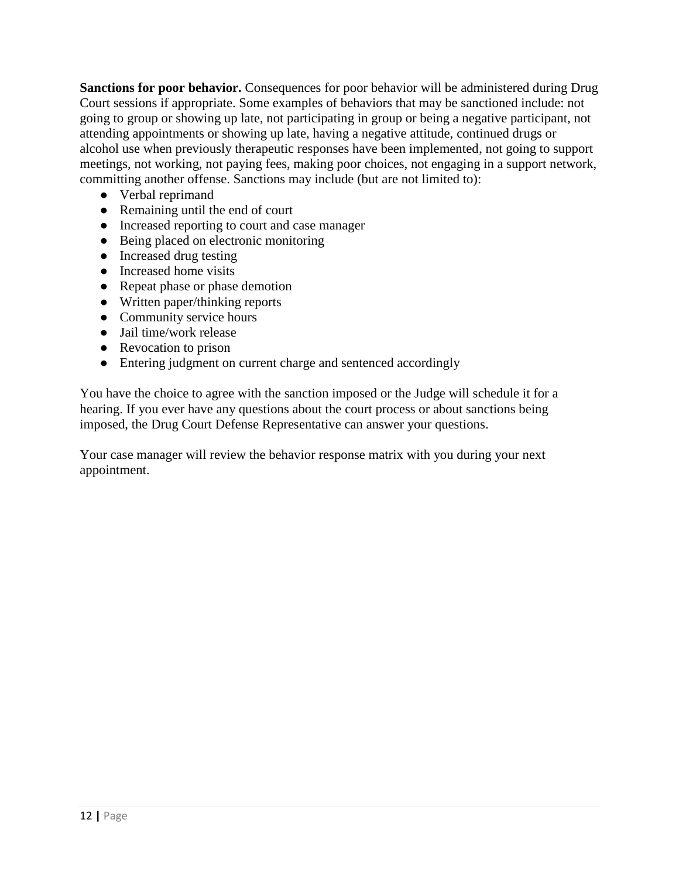**Sanctions for poor behavior.** Consequences for poor behavior will be administered during Drug Court sessions if appropriate. Some examples of behaviors that may be sanctioned include: not going to group or showing up late, not participating in group or being a negative participant, not attending appointments or showing up late, having a negative attitude, continued drugs or alcohol use when previously therapeutic responses have been implemented, not going to support meetings, not working, not paying fees, making poor choices, not engaging in a support network, committing another offense. Sanctions may include (but are not limited to):

- Verbal reprimand
- Remaining until the end of court
- Increased reporting to court and case manager
- Being placed on electronic monitoring
- Increased drug testing
- Increased home visits
- Repeat phase or phase demotion
- Written paper/thinking reports
- Community service hours
- Jail time/work release
- Revocation to prison
- Entering judgment on current charge and sentenced accordingly

You have the choice to agree with the sanction imposed or the Judge will schedule it for a hearing. If you ever have any questions about the court process or about sanctions being imposed, the Drug Court Defense Representative can answer your questions.

Your case manager will review the behavior response matrix with you during your next appointment.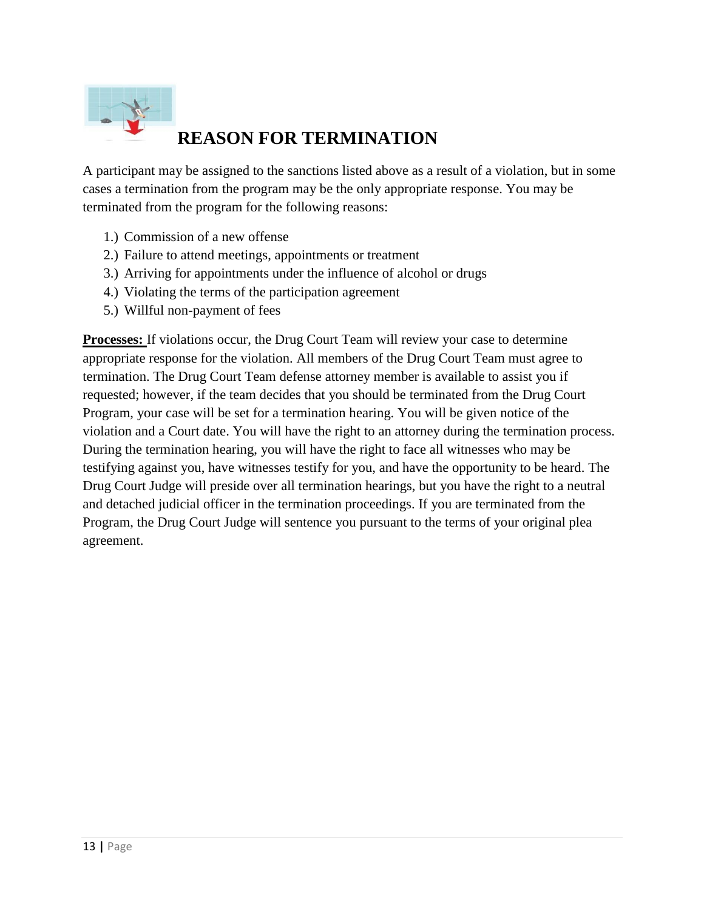# REASON FOR TERMINATION

A participant may be assigned to the sanctions listed above as a result of a violation, but in some cases a termination from the program may be the only appropriate response. You may be terminated from the program for the following reasons:

1.) Commission of a new offense
2.) Failure to attend meetings, appointments or treatment
3.) Arriving for appointments under the influence of alcohol or drugs
4.) Violating the terms of the participation agreement
5.) Willful non-payment of fees

**Processes:** If violations occur, the Drug Court Team will review your case to determine appropriate response for the violation. All members of the Drug Court Team must agree to termination. The Drug Court Team defense attorney member is available to assist you if requested; however, if the team decides that you should be terminated from the Drug Court Program, your case will be set for a termination hearing. You will be given notice of the violation and a Court date. You will have the right to an attorney during the termination process. During the termination hearing, you will have the right to face all witnesses who may be testifying against you, have witnesses testify for you, and have the opportunity to be heard. The Drug Court Judge will preside over all termination hearings, but you have the right to a neutral and detached judicial officer in the termination proceedings. If you are terminated from the Program, the Drug Court Judge will sentence you pursuant to the terms of your original plea agreement.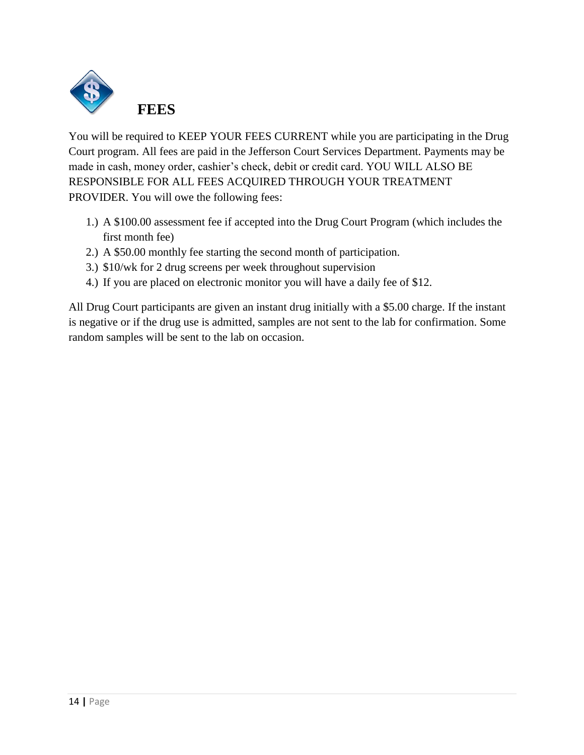# FEES

You will be required to KEEP YOUR FEES CURRENT while you are participating in the Drug Court program. All fees are paid in the Jefferson Court Services Department. Payments may be made in cash, money order, cashier's check, debit or credit card. YOU WILL ALSO BE RESPONSIBLE FOR ALL FEES ACQUIRED THROUGH YOUR TREATMENT PROVIDER. You will owe the following fees:

1.) A $100.00 assessment fee if accepted into the Drug Court Program (which includes the first month fee)
2.) A $50.00 monthly fee starting the second month of participation.
3.) $10/wk for 2 drug screens per week throughout supervision
4.) If you are placed on electronic monitor you will have a daily fee of $12.

All Drug Court participants are given an instant drug initially with a $5.00 charge. If the instant is negative or if the drug use is admitted, samples are not sent to the lab for confirmation. Some random samples will be sent to the lab on occasion.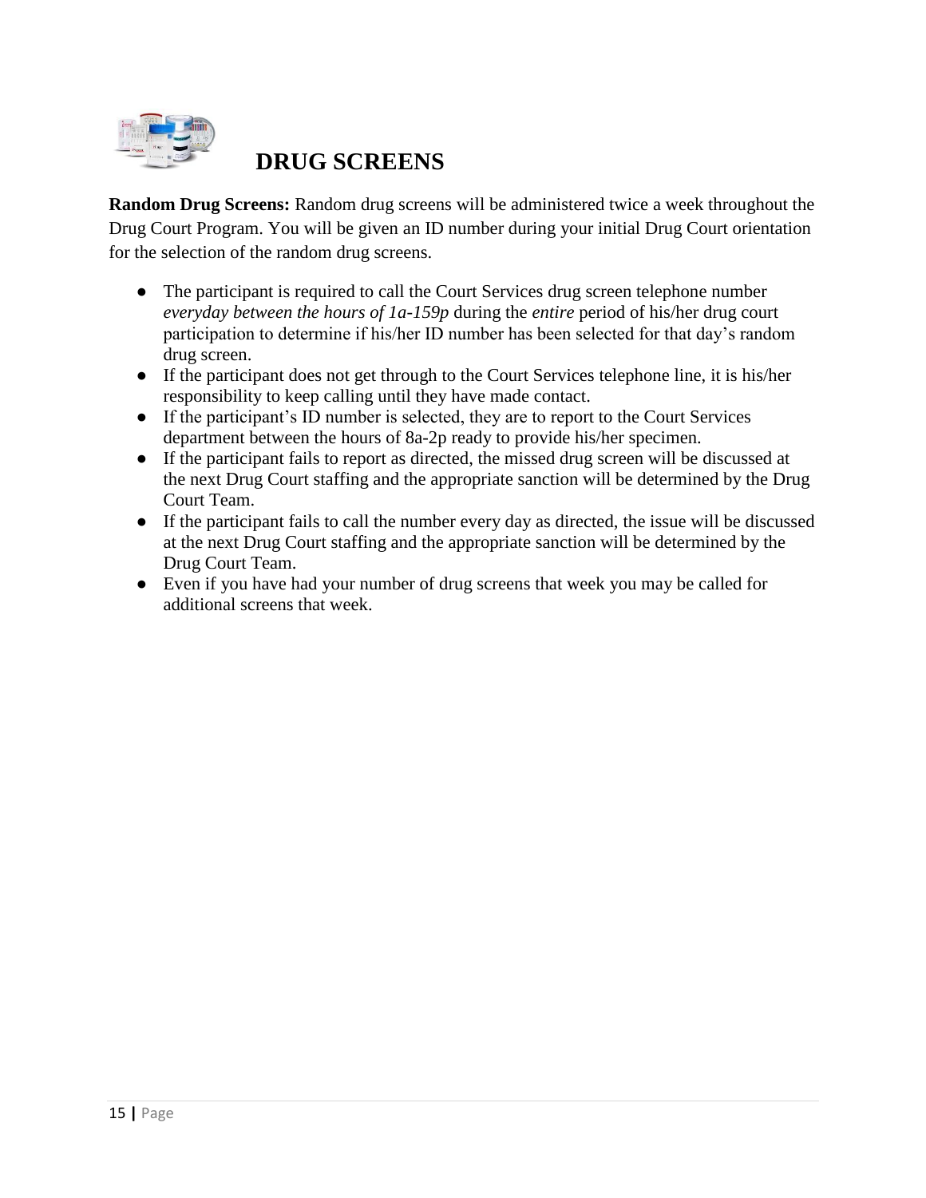# DRUG SCREENS

**Random Drug Screens:** Random drug screens will be administered twice a week throughout the Drug Court Program. You will be given an ID number during your initial Drug Court orientation for the selection of the random drug screens.

- The participant is required to call the Court Services drug screen telephone number *everyday between the hours of 1a-159p* during the *entire* period of his/her drug court participation to determine if his/her ID number has been selected for that day's random drug screen.
- If the participant does not get through to the Court Services telephone line, it is his/her responsibility to keep calling until they have made contact.
- If the participant's ID number is selected, they are to report to the Court Services department between the hours of 8a-2p ready to provide his/her specimen.
- If the participant fails to report as directed, the missed drug screen will be discussed at the next Drug Court staffing and the appropriate sanction will be determined by the Drug Court Team.
- If the participant fails to call the number every day as directed, the issue will be discussed at the next Drug Court staffing and the appropriate sanction will be determined by the Drug Court Team.
- Even if you have had your number of drug screens that week you may be called for additional screens that week.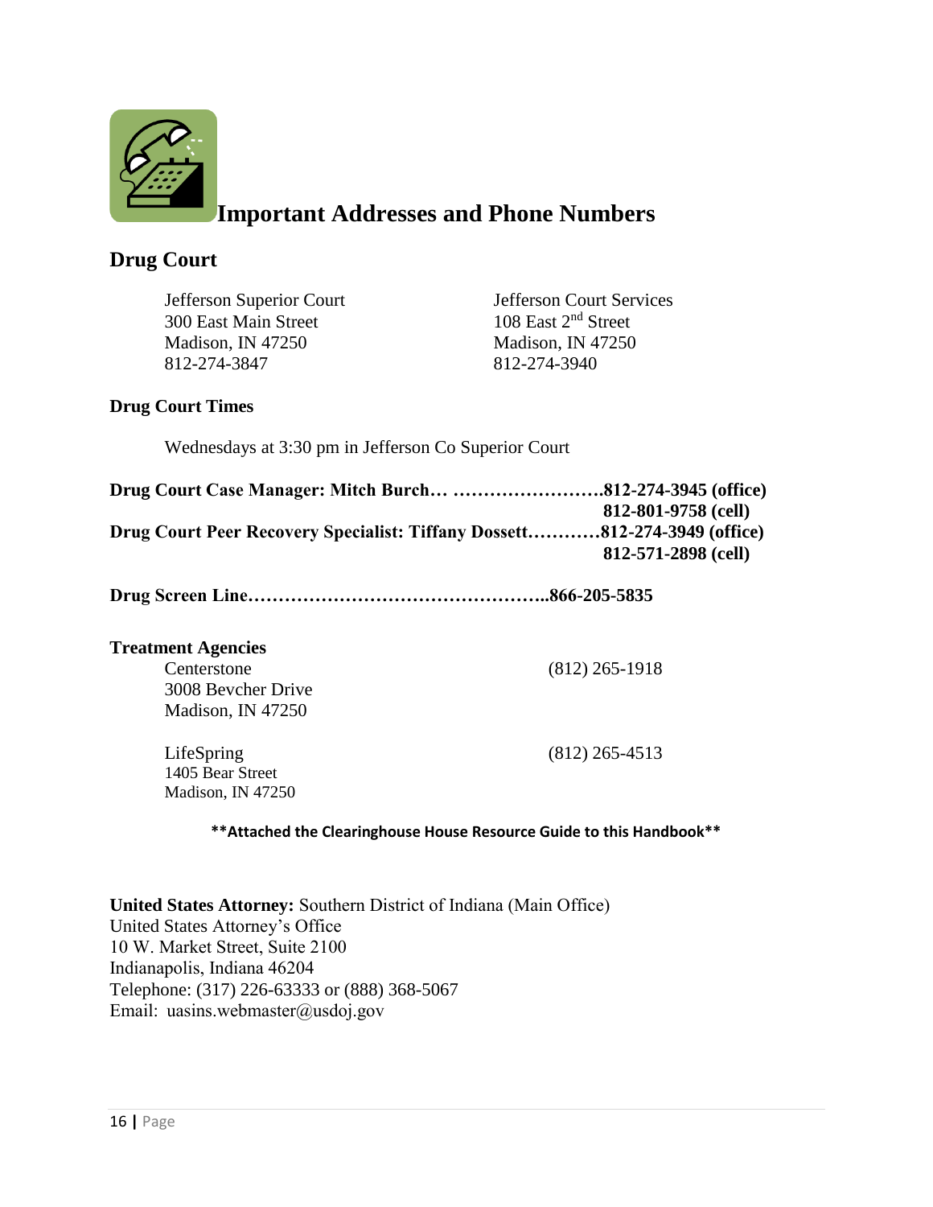# Important Addresses and Phone Numbers

## Drug Court

Jefferson Superior Court
300 East Main Street
Madison, IN 47250
812-274-3847

Jefferson Court Services
108 East 2nd Street
Madison, IN 47250
812-274-3940

### Drug Court Times

Wednesdays at 3:30 pm in Jefferson Co Superior Court

**Drug Court Case Manager: Mitch Burch… …………………….812-274-3945 (office)**
**812-801-9758 (cell)**

**Drug Court Peer Recovery Specialist: Tiffany Dossett…………812-274-3949 (office)**
**812-571-2898 (cell)**

**Drug Screen Line…………………………………………..866-205-5835**

### Treatment Agencies

Centerstone
3008 Bevcher Drive
Madison, IN 47250
(812) 265-1918

LifeSpring
1405 Bear Street
Madison, IN 47250
(812) 265-4513

**\*\*Attached the Clearinghouse House Resource Guide to this Handbook\*\***

**United States Attorney:** Southern District of Indiana (Main Office)
United States Attorney's Office
10 W. Market Street, Suite 2100
Indianapolis, Indiana 46204
Telephone: (317) 226-63333 or (888) 368-5067
Email: uasins.webmaster@usdoj.gov